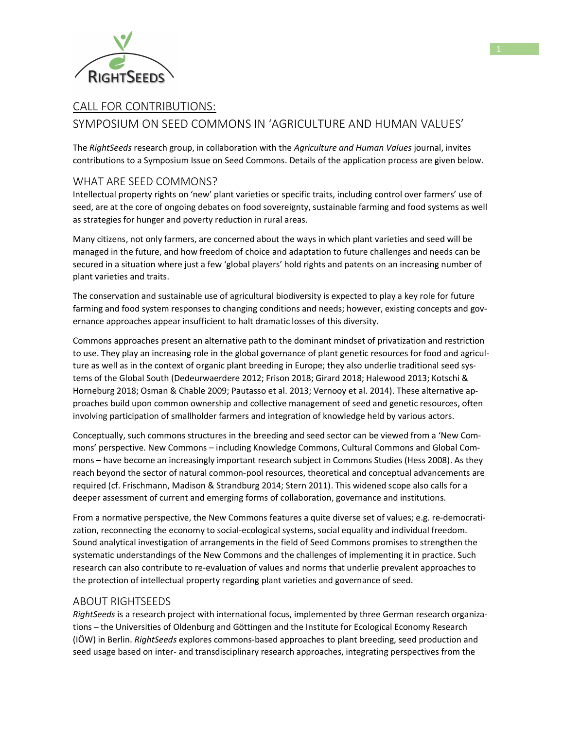# CALL FOR CONTRIBUTIONS: SYMPOSIUM ON SEED COMMONS IN 'AGRICULTURE AND HUMAN VALUES'

The *RightSeeds* research group, in collaboration with the *Agriculture and Human Values* journal, invites contributions to a Symposium Issue on Seed Commons. Details of the application process are given below.

## WHAT ARE SEED COMMONS?

Intellectual property rights on 'new' plant varieties or specific traits, including control over farmers' use of seed, are at the core of ongoing debates on food sovereignty, sustainable farming and food systems as well as strategies for hunger and poverty reduction in rural areas.

Many citizens, not only farmers, are concerned about the ways in which plant varieties and seed will be managed in the future, and how freedom of choice and adaptation to future challenges and needs can be secured in a situation where just a few 'global players' hold rights and patents on an increasing number of plant varieties and traits.

The conservation and sustainable use of agricultural biodiversity is expected to play a key role for future farming and food system responses to changing conditions and needs; however, existing concepts and governance approaches appear insufficient to halt dramatic losses of this diversity.

Commons approaches present an alternative path to the dominant mindset of privatization and restriction to use. They play an increasing role in the global governance of plant genetic resources for food and agriculture as well as in the context of organic plant breeding in Europe; they also underlie traditional seed systems of the Global South (Dedeurwaerdere 2012; Frison 2018; Girard 2018; Halewood 2013; Kotschi & Horneburg 2018; Osman & Chable 2009; Pautasso et al. 2013; Vernooy et al. 2014). These alternative approaches build upon common ownership and collective management of seed and genetic resources, often involving participation of smallholder farmers and integration of knowledge held by various actors.

Conceptually, such commons structures in the breeding and seed sector can be viewed from a 'New Commons' perspective. New Commons – including Knowledge Commons, Cultural Commons and Global Commons – have become an increasingly important research subject in Commons Studies (Hess 2008). As they reach beyond the sector of natural common-pool resources, theoretical and conceptual advancements are required (cf. Frischmann, Madison & Strandburg 2014; Stern 2011). This widened scope also calls for a deeper assessment of current and emerging forms of collaboration, governance and institutions.

From a normative perspective, the New Commons features a quite diverse set of values; e.g. re-democratization, reconnecting the economy to social-ecological systems, social equality and individual freedom. Sound analytical investigation of arrangements in the field of Seed Commons promises to strengthen the systematic understandings of the New Commons and the challenges of implementing it in practice. Such research can also contribute to re-evaluation of values and norms that underlie prevalent approaches to the protection of intellectual property regarding plant varieties and governance of seed.

## ABOUT RIGHTSEEDS

*RightSeeds* is a research project with international focus, implemented by three German research organizations – the Universities of Oldenburg and Göttingen and the Institute for Ecological Economy Research (IÖW) in Berlin. *RightSeeds* explores commons-based approaches to plant breeding, seed production and seed usage based on inter- and transdisciplinary research approaches, integrating perspectives from the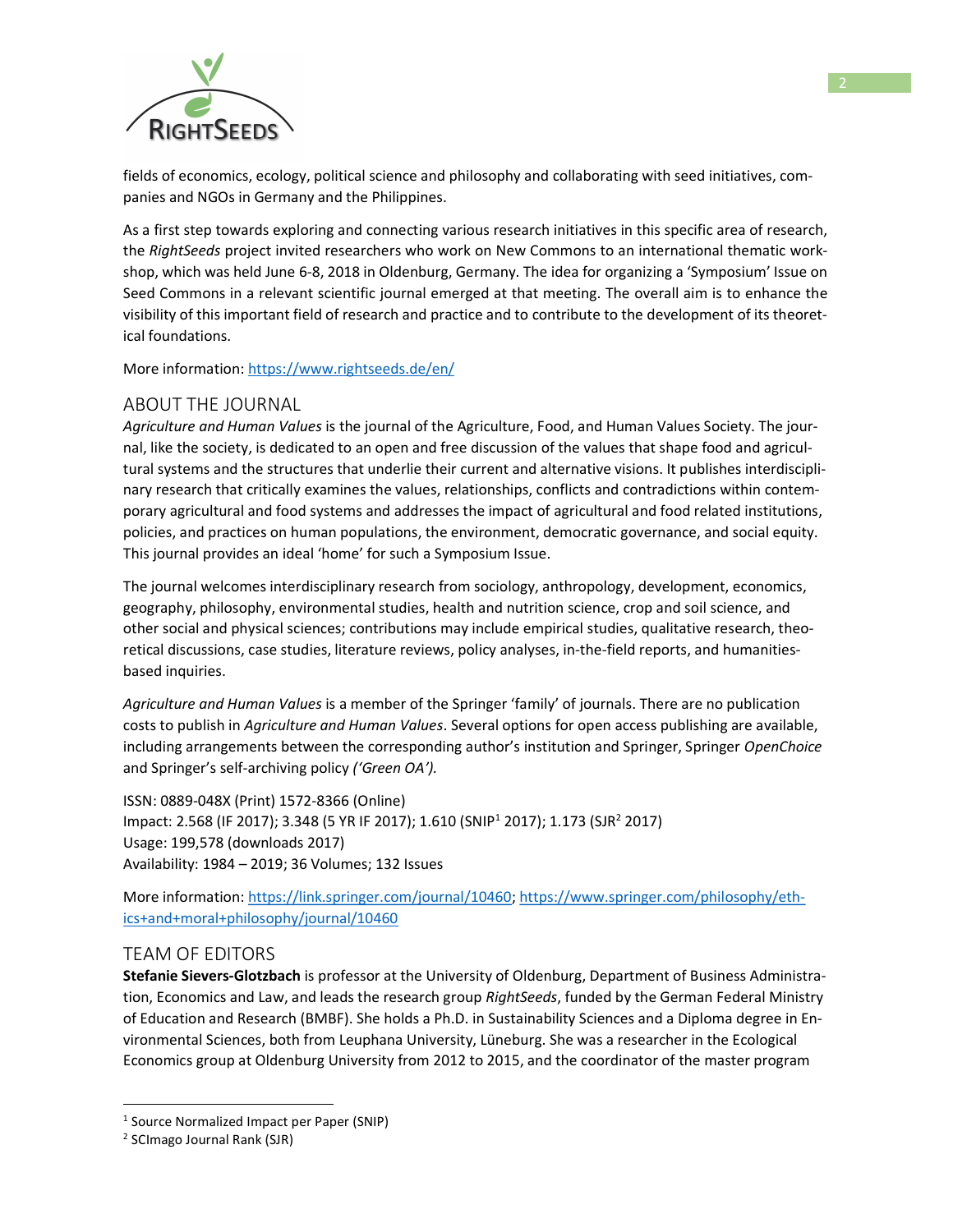fields of economics, ecology, political science and philosophy and collaborating with seed initiatives, companies and NGOs in Germany and the Philippines.

As a first step towards exploring and connecting various research initiatives in this specific area of research, the *RightSeeds* project invited researchers who work on New Commons to an international thematic workshop, which was held June 6-8, 2018 in Oldenburg, Germany. The idea for organizing a 'Symposium' Issue on Seed Commons in a relevant scientific journal emerged at that meeting. The overall aim is to enhance the visibility of this important field of research and practice and to contribute to the development of its theoretical foundations.

More information: https://www.rightseeds.de/en/

## ABOUT THE JOURNAL

*Agriculture and Human Values* is the journal of the Agriculture, Food, and Human Values Society. The journal, like the society, is dedicated to an open and free discussion of the values that shape food and agricultural systems and the structures that underlie their current and alternative visions. It publishes interdisciplinary research that critically examines the values, relationships, conflicts and contradictions within contemporary agricultural and food systems and addresses the impact of agricultural and food related institutions, policies, and practices on human populations, the environment, democratic governance, and social equity. This journal provides an ideal 'home' for such a Symposium Issue.

The journal welcomes interdisciplinary research from sociology, anthropology, development, economics, geography, philosophy, environmental studies, health and nutrition science, crop and soil science, and other social and physical sciences; contributions may include empirical studies, qualitative research, theoretical discussions, case studies, literature reviews, policy analyses, in-the-field reports, and humanities-based inquiries.

*Agriculture and Human Values* is a member of the Springer 'family' of journals. There are no publication costs to publish in *Agriculture and Human Values*. Several options for open access publishing are available, including arrangements between the corresponding author's institution and Springer, Springer *OpenChoice* and Springer's self-archiving policy *('Green OA')*.

ISSN: 0889-048X (Print) 1572-8366 (Online)
Impact: 2.568 (IF 2017); 3.348 (5 YR IF 2017); 1.610 (SNIP[1] 2017); 1.173 (SJR[2] 2017)
Usage: 199,578 (downloads 2017)
Availability: 1984 – 2019; 36 Volumes; 132 Issues

More information: https://link.springer.com/journal/10460; https://www.springer.com/philosophy/ethics+and+moral+philosophy/journal/10460

## TEAM OF EDITORS

**Stefanie Sievers-Glotzbach** is professor at the University of Oldenburg, Department of Business Administration, Economics and Law, and leads the research group *RightSeeds*, funded by the German Federal Ministry of Education and Research (BMBF). She holds a Ph.D. in Sustainability Sciences and a Diploma degree in Environmental Sciences, both from Leuphana University, Lüneburg. She was a researcher in the Ecological Economics group at Oldenburg University from 2012 to 2015, and the coordinator of the master program

[1] Source Normalized Impact per Paper (SNIP)
[2] SCImago Journal Rank (SJR)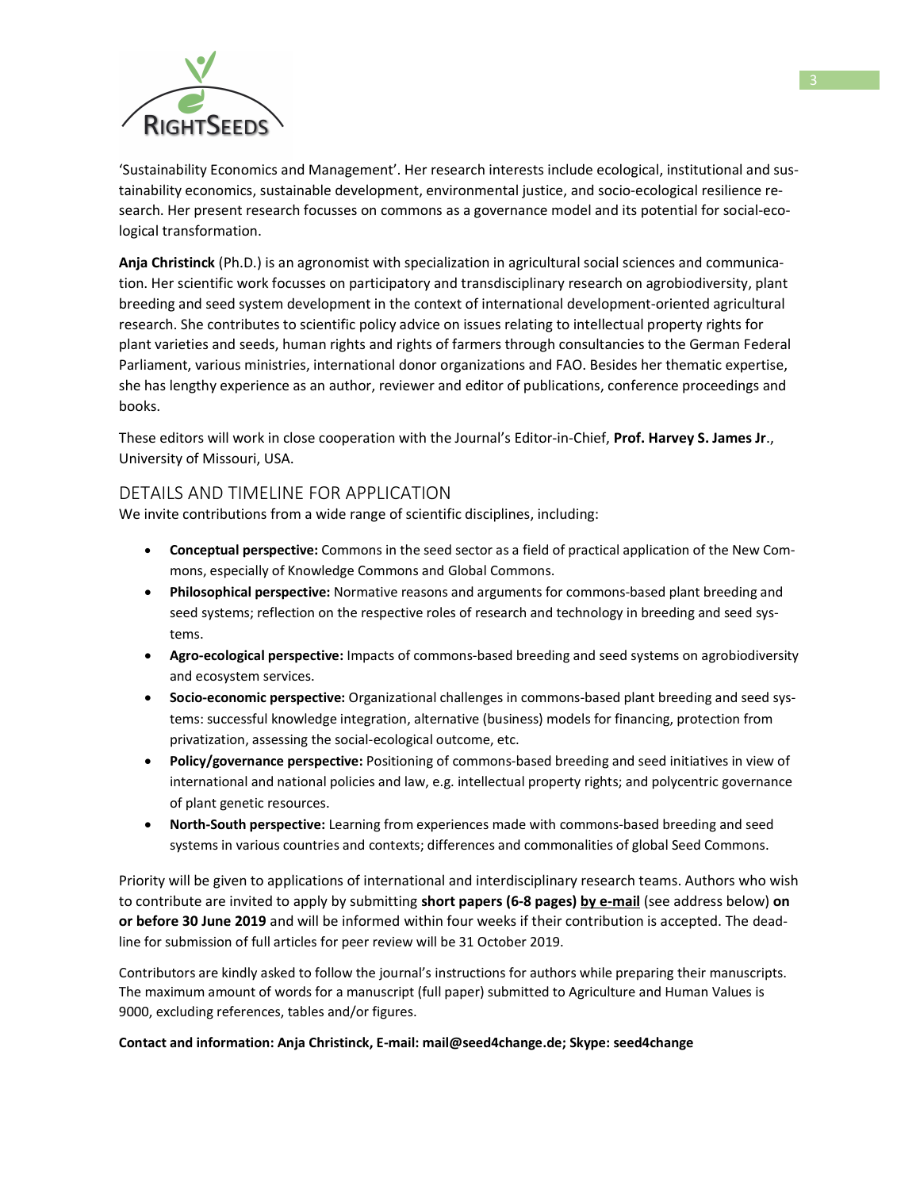'Sustainability Economics and Management'. Her research interests include ecological, institutional and sustainability economics, sustainable development, environmental justice, and socio-ecological resilience research. Her present research focusses on commons as a governance model and its potential for social-ecological transformation.

**Anja Christinck** (Ph.D.) is an agronomist with specialization in agricultural social sciences and communication. Her scientific work focusses on participatory and transdisciplinary research on agrobiodiversity, plant breeding and seed system development in the context of international development-oriented agricultural research. She contributes to scientific policy advice on issues relating to intellectual property rights for plant varieties and seeds, human rights and rights of farmers through consultancies to the German Federal Parliament, various ministries, international donor organizations and FAO. Besides her thematic expertise, she has lengthy experience as an author, reviewer and editor of publications, conference proceedings and books.

These editors will work in close cooperation with the Journal's Editor-in-Chief, **Prof. Harvey S. James Jr**., University of Missouri, USA.

## DETAILS AND TIMELINE FOR APPLICATION

We invite contributions from a wide range of scientific disciplines, including:

- **Conceptual perspective:** Commons in the seed sector as a field of practical application of the New Commons, especially of Knowledge Commons and Global Commons.
- **Philosophical perspective:** Normative reasons and arguments for commons-based plant breeding and seed systems; reflection on the respective roles of research and technology in breeding and seed systems.
- **Agro-ecological perspective:** Impacts of commons-based breeding and seed systems on agrobiodiversity and ecosystem services.
- **Socio-economic perspective:** Organizational challenges in commons-based plant breeding and seed systems: successful knowledge integration, alternative (business) models for financing, protection from privatization, assessing the social-ecological outcome, etc.
- **Policy/governance perspective:** Positioning of commons-based breeding and seed initiatives in view of international and national policies and law, e.g. intellectual property rights; and polycentric governance of plant genetic resources.
- **North-South perspective:** Learning from experiences made with commons-based breeding and seed systems in various countries and contexts; differences and commonalities of global Seed Commons.

Priority will be given to applications of international and interdisciplinary research teams. Authors who wish to contribute are invited to apply by submitting **short papers (6-8 pages)** **by e-mail** (see address below) **on or before 30 June 2019** and will be informed within four weeks if their contribution is accepted. The deadline for submission of full articles for peer review will be 31 October 2019.

Contributors are kindly asked to follow the journal's instructions for authors while preparing their manuscripts. The maximum amount of words for a manuscript (full paper) submitted to Agriculture and Human Values is 9000, excluding references, tables and/or figures.

**Contact and information: Anja Christinck, E-mail: mail@seed4change.de; Skype: seed4change**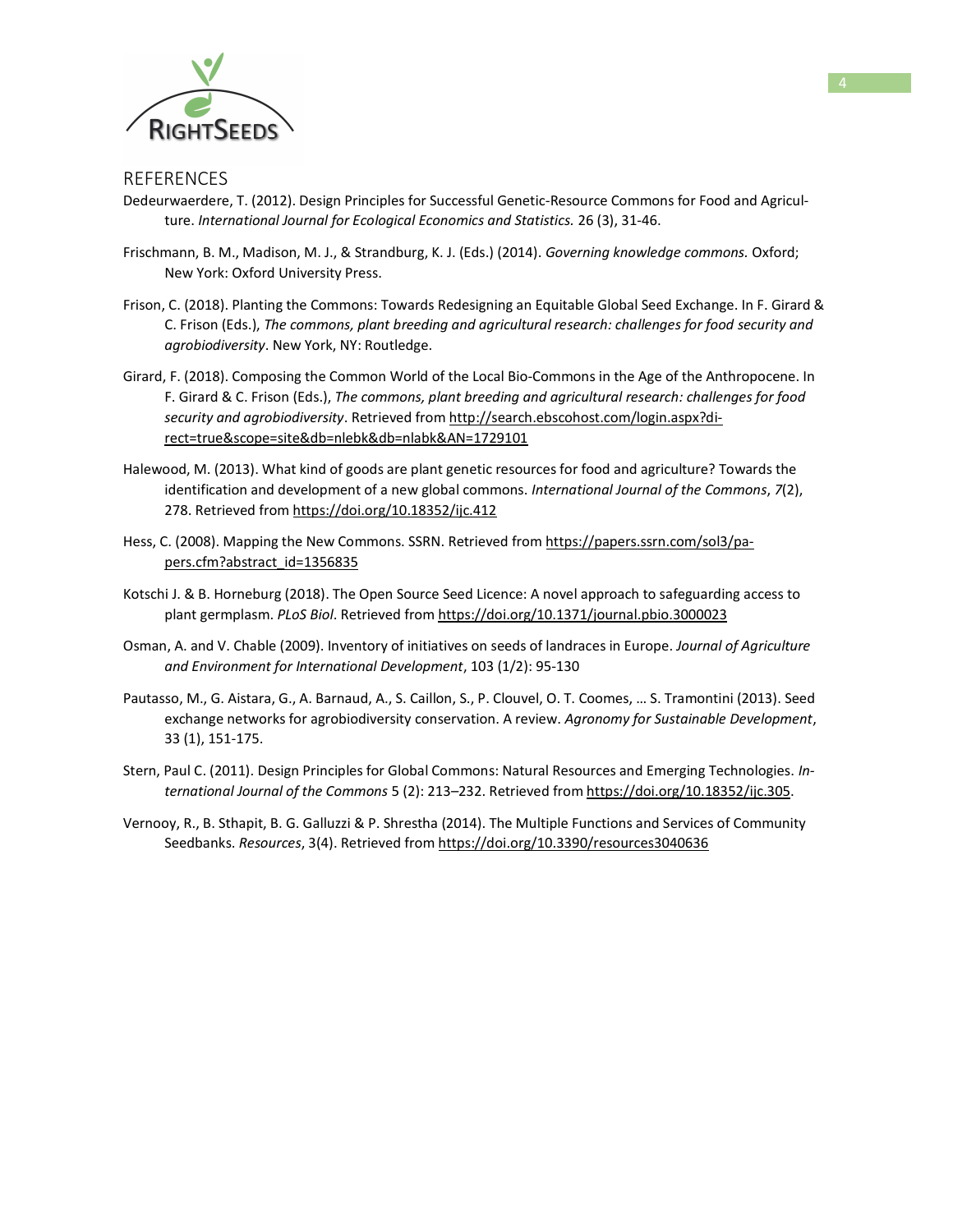## REFERENCES

Dedeurwaerdere, T. (2012). Design Principles for Successful Genetic-Resource Commons for Food and Agriculture. *International Journal for Ecological Economics and Statistics.* 26 (3), 31-46.

Frischmann, B. M., Madison, M. J., & Strandburg, K. J. (Eds.) (2014). *Governing knowledge commons.* Oxford; New York: Oxford University Press.

Frison, C. (2018). Planting the Commons: Towards Redesigning an Equitable Global Seed Exchange. In F. Girard & C. Frison (Eds.), *The commons, plant breeding and agricultural research: challenges for food security and agrobiodiversity*. New York, NY: Routledge.

Girard, F. (2018). Composing the Common World of the Local Bio-Commons in the Age of the Anthropocene. In F. Girard & C. Frison (Eds.), *The commons, plant breeding and agricultural research: challenges for food security and agrobiodiversity*. Retrieved from http://search.ebscohost.com/login.aspx?direct=true&scope=site&db=nlebk&db=nlabk&AN=1729101

Halewood, M. (2013). What kind of goods are plant genetic resources for food and agriculture? Towards the identification and development of a new global commons. *International Journal of the Commons*, *7*(2), 278. Retrieved from https://doi.org/10.18352/ijc.412

Hess, C. (2008). Mapping the New Commons. SSRN. Retrieved from https://papers.ssrn.com/sol3/papers.cfm?abstract_id=1356835

Kotschi J. & B. Horneburg (2018). The Open Source Seed Licence: A novel approach to safeguarding access to plant germplasm. *PLoS Biol*. Retrieved from https://doi.org/10.1371/journal.pbio.3000023

Osman, A. and V. Chable (2009). Inventory of initiatives on seeds of landraces in Europe. *Journal of Agriculture and Environment for International Development*, 103 (1/2): 95-130

Pautasso, M., G. Aistara, G., A. Barnaud, A., S. Caillon, S., P. Clouvel, O. T. Coomes, … S. Tramontini (2013). Seed exchange networks for agrobiodiversity conservation. A review. *Agronomy for Sustainable Development*, 33 (1), 151-175.

Stern, Paul C. (2011). Design Principles for Global Commons: Natural Resources and Emerging Technologies. *International Journal of the Commons* 5 (2): 213–232. Retrieved from https://doi.org/10.18352/ijc.305.

Vernooy, R., B. Sthapit, B. G. Galluzzi & P. Shrestha (2014). The Multiple Functions and Services of Community Seedbanks. *Resources*, 3(4). Retrieved from https://doi.org/10.3390/resources3040636